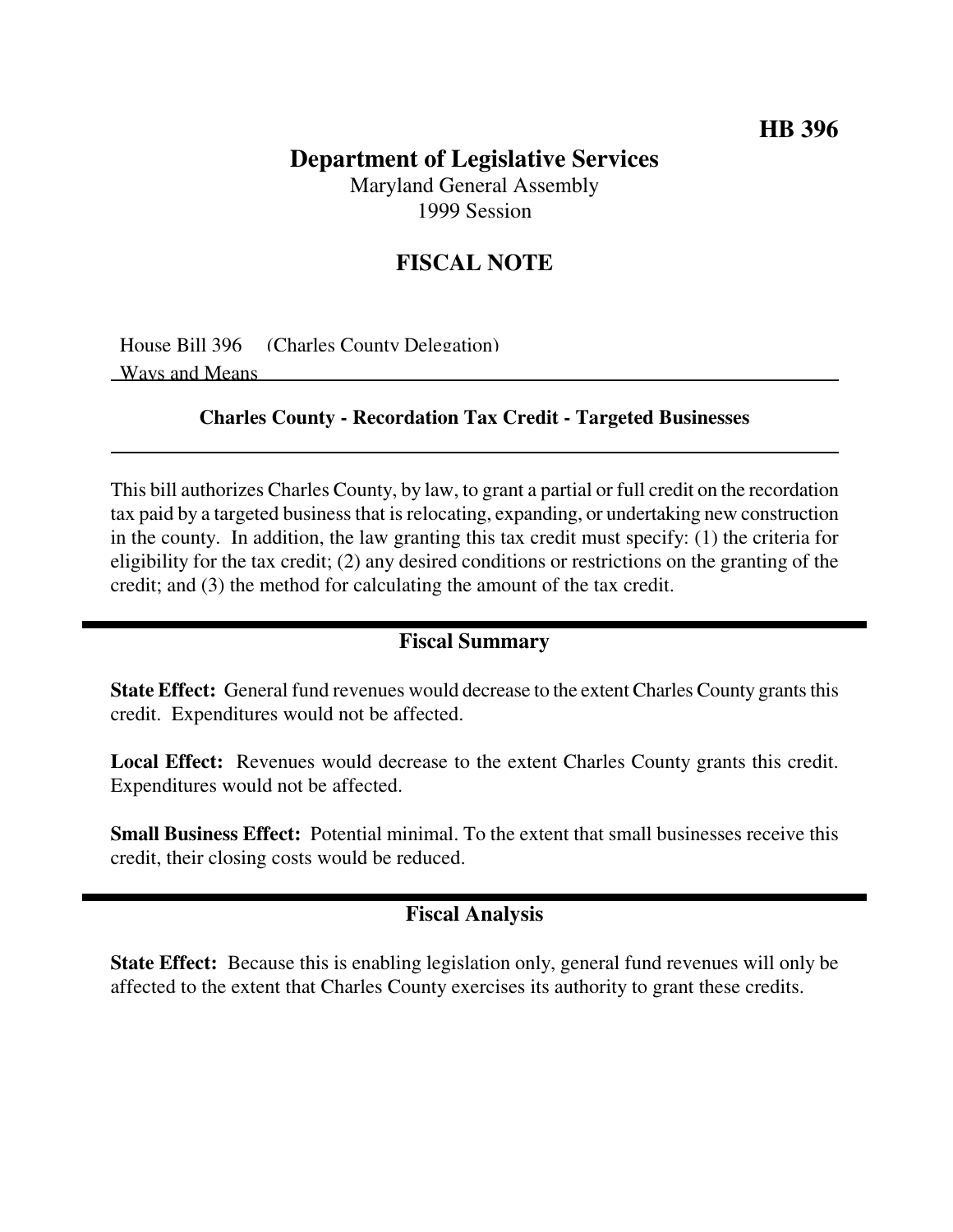**HB 396**

# Department of Legislative Services

Maryland General Assembly
1999 Session

## FISCAL NOTE

House Bill 396 (Charles County Delegation)
Ways and Means

**Charles County - Recordation Tax Credit - Targeted Businesses**

This bill authorizes Charles County, by law, to grant a partial or full credit on the recordation tax paid by a targeted business that is relocating, expanding, or undertaking new construction in the county. In addition, the law granting this tax credit must specify: (1) the criteria for eligibility for the tax credit; (2) any desired conditions or restrictions on the granting of the credit; and (3) the method for calculating the amount of the tax credit.

## Fiscal Summary

**State Effect:** General fund revenues would decrease to the extent Charles County grants this credit. Expenditures would not be affected.

**Local Effect:** Revenues would decrease to the extent Charles County grants this credit. Expenditures would not be affected.

**Small Business Effect:** Potential minimal. To the extent that small businesses receive this credit, their closing costs would be reduced.

## Fiscal Analysis

**State Effect:** Because this is enabling legislation only, general fund revenues will only be affected to the extent that Charles County exercises its authority to grant these credits.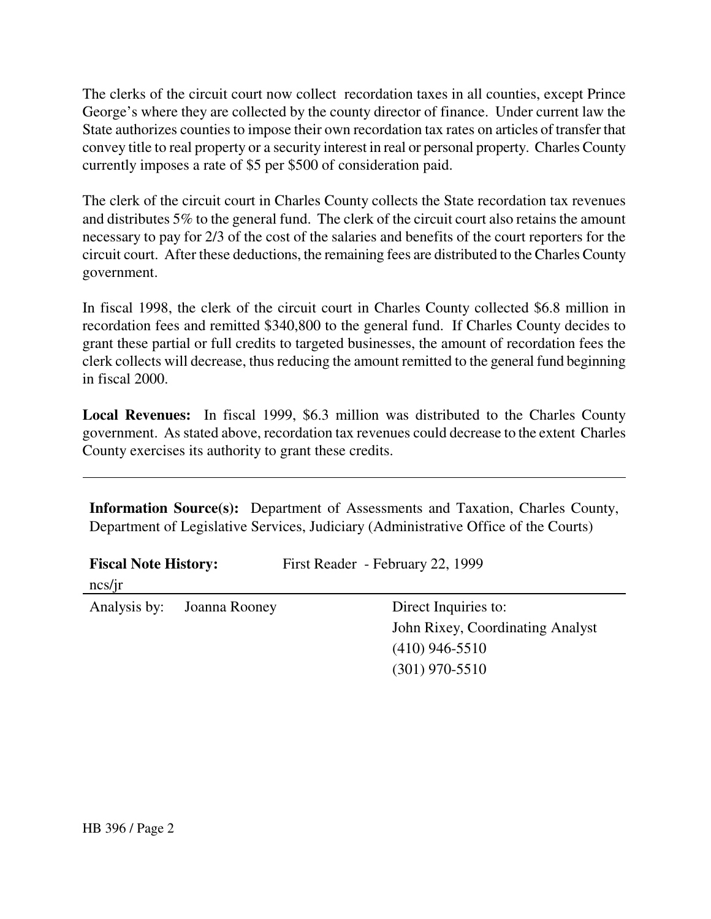The clerks of the circuit court now collect recordation taxes in all counties, except Prince George's where they are collected by the county director of finance. Under current law the State authorizes counties to impose their own recordation tax rates on articles of transfer that convey title to real property or a security interest in real or personal property. Charles County currently imposes a rate of $5 per $500 of consideration paid.

The clerk of the circuit court in Charles County collects the State recordation tax revenues and distributes 5% to the general fund. The clerk of the circuit court also retains the amount necessary to pay for 2/3 of the cost of the salaries and benefits of the court reporters for the circuit court. After these deductions, the remaining fees are distributed to the Charles County government.

In fiscal 1998, the clerk of the circuit court in Charles County collected $6.8 million in recordation fees and remitted $340,800 to the general fund. If Charles County decides to grant these partial or full credits to targeted businesses, the amount of recordation fees the clerk collects will decrease, thus reducing the amount remitted to the general fund beginning in fiscal 2000.

**Local Revenues:** In fiscal 1999, $6.3 million was distributed to the Charles County government. As stated above, recordation tax revenues could decrease to the extent Charles County exercises its authority to grant these credits.

---

**Information Source(s):** Department of Assessments and Taxation, Charles County, Department of Legislative Services, Judiciary (Administrative Office of the Courts)

**Fiscal Note History:** First Reader - February 22, 1999

ncs/jr

Analysis by: Joanna Rooney

Direct Inquiries to:
John Rixey, Coordinating Analyst
(410) 946-5510
(301) 970-5510